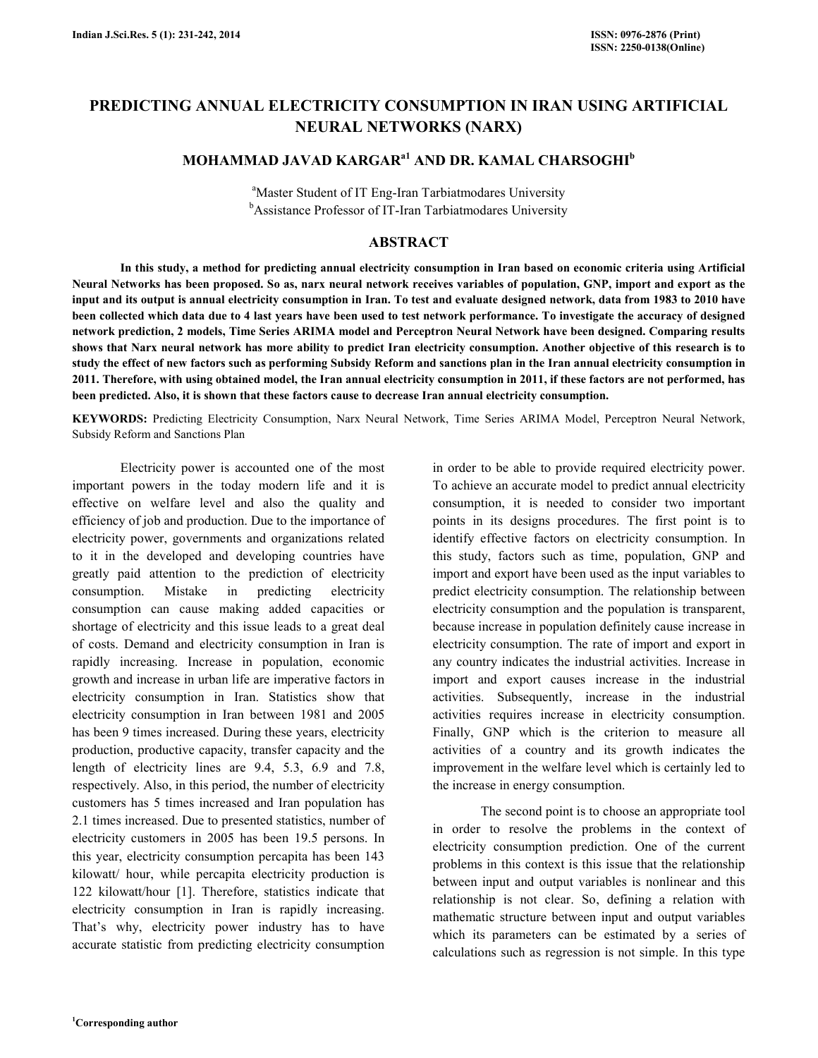# PREDICTING ANNUAL ELECTRICITY CONSUMPTION IN IRAN USING ARTIFICIAL NEURAL NETWORKS (NARX)

## MOHAMMAD JAVAD KARGAR[a1] AND DR. KAMAL CHARSOGHI[b]

[a]Master Student of IT Eng-Iran Tarbiatmodares University
[b]Assistance Professor of IT-Iran Tarbiatmodares University

## ABSTRACT

**In this study, a method for predicting annual electricity consumption in Iran based on economic criteria using Artificial Neural Networks has been proposed. So as, narx neural network receives variables of population, GNP, import and export as the input and its output is annual electricity consumption in Iran. To test and evaluate designed network, data from 1983 to 2010 have been collected which data due to 4 last years have been used to test network performance. To investigate the accuracy of designed network prediction, 2 models, Time Series ARIMA model and Perceptron Neural Network have been designed. Comparing results shows that Narx neural network has more ability to predict Iran electricity consumption. Another objective of this research is to study the effect of new factors such as performing Subsidy Reform and sanctions plan in the Iran annual electricity consumption in 2011. Therefore, with using obtained model, the Iran annual electricity consumption in 2011, if these factors are not performed, has been predicted. Also, it is shown that these factors cause to decrease Iran annual electricity consumption.**

**KEYWORDS:** Predicting Electricity Consumption, Narx Neural Network, Time Series ARIMA Model, Perceptron Neural Network, Subsidy Reform and Sanctions Plan

Electricity power is accounted one of the most important powers in the today modern life and it is effective on welfare level and also the quality and efficiency of job and production. Due to the importance of electricity power, governments and organizations related to it in the developed and developing countries have greatly paid attention to the prediction of electricity consumption. Mistake in predicting electricity consumption can cause making added capacities or shortage of electricity and this issue leads to a great deal of costs. Demand and electricity consumption in Iran is rapidly increasing. Increase in population, economic growth and increase in urban life are imperative factors in electricity consumption in Iran. Statistics show that electricity consumption in Iran between 1981 and 2005 has been 9 times increased. During these years, electricity production, productive capacity, transfer capacity and the length of electricity lines are 9.4, 5.3, 6.9 and 7.8, respectively. Also, in this period, the number of electricity customers has 5 times increased and Iran population has 2.1 times increased. Due to presented statistics, number of electricity customers in 2005 has been 19.5 persons. In this year, electricity consumption percapita has been 143 kilowatt/ hour, while percapita electricity production is 122 kilowatt/hour [1]. Therefore, statistics indicate that electricity consumption in Iran is rapidly increasing. That's why, electricity power industry has to have accurate statistic from predicting electricity consumption in order to be able to provide required electricity power. To achieve an accurate model to predict annual electricity consumption, it is needed to consider two important points in its designs procedures. The first point is to identify effective factors on electricity consumption. In this study, factors such as time, population, GNP and import and export have been used as the input variables to predict electricity consumption. The relationship between electricity consumption and the population is transparent, because increase in population definitely cause increase in electricity consumption. The rate of import and export in any country indicates the industrial activities. Increase in import and export causes increase in the industrial activities. Subsequently, increase in the industrial activities requires increase in electricity consumption. Finally, GNP which is the criterion to measure all activities of a country and its growth indicates the improvement in the welfare level which is certainly led to the increase in energy consumption.

The second point is to choose an appropriate tool in order to resolve the problems in the context of electricity consumption prediction. One of the current problems in this context is this issue that the relationship between input and output variables is nonlinear and this relationship is not clear. So, defining a relation with mathematic structure between input and output variables which its parameters can be estimated by a series of calculations such as regression is not simple. In this type

[1]Corresponding author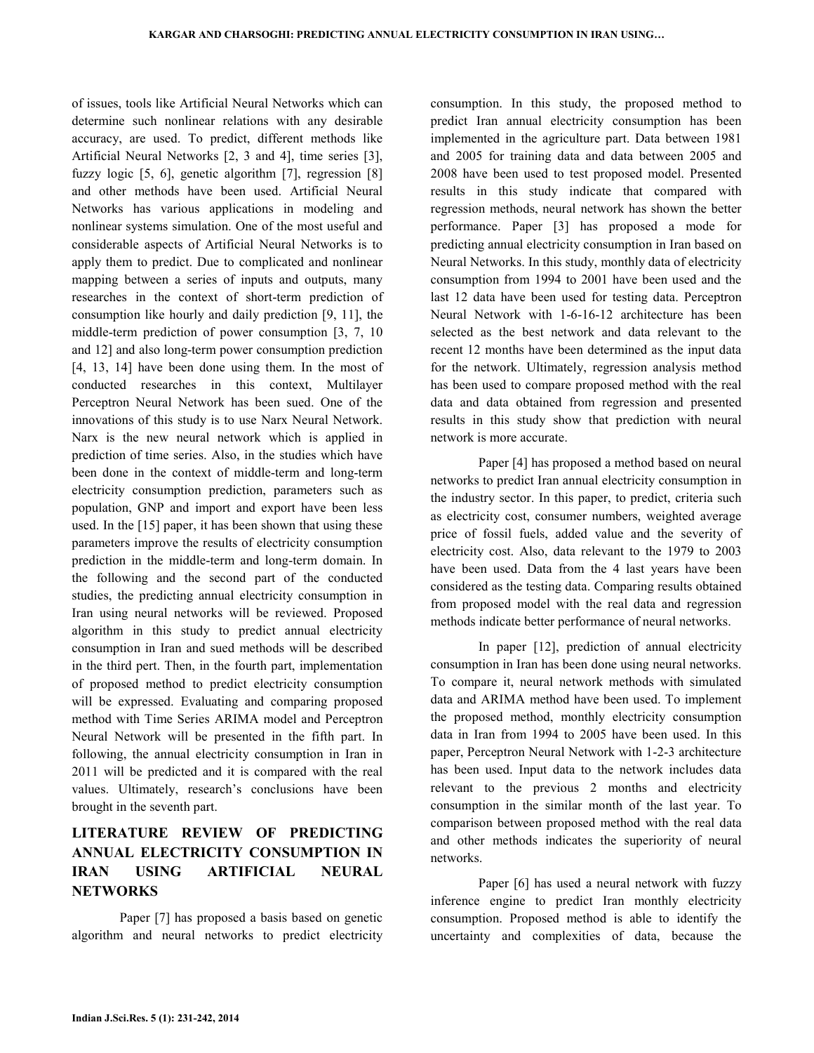of issues, tools like Artificial Neural Networks which can determine such nonlinear relations with any desirable accuracy, are used. To predict, different methods like Artificial Neural Networks [2, 3 and 4], time series [3], fuzzy logic [5, 6], genetic algorithm [7], regression [8] and other methods have been used. Artificial Neural Networks has various applications in modeling and nonlinear systems simulation. One of the most useful and considerable aspects of Artificial Neural Networks is to apply them to predict. Due to complicated and nonlinear mapping between a series of inputs and outputs, many researches in the context of short-term prediction of consumption like hourly and daily prediction [9, 11], the middle-term prediction of power consumption [3, 7, 10 and 12] and also long-term power consumption prediction [4, 13, 14] have been done using them. In the most of conducted researches in this context, Multilayer Perceptron Neural Network has been sued. One of the innovations of this study is to use Narx Neural Network. Narx is the new neural network which is applied in prediction of time series. Also, in the studies which have been done in the context of middle-term and long-term electricity consumption prediction, parameters such as population, GNP and import and export have been less used. In the [15] paper, it has been shown that using these parameters improve the results of electricity consumption prediction in the middle-term and long-term domain. In the following and the second part of the conducted studies, the predicting annual electricity consumption in Iran using neural networks will be reviewed. Proposed algorithm in this study to predict annual electricity consumption in Iran and sued methods will be described in the third pert. Then, in the fourth part, implementation of proposed method to predict electricity consumption will be expressed. Evaluating and comparing proposed method with Time Series ARIMA model and Perceptron Neural Network will be presented in the fifth part. In following, the annual electricity consumption in Iran in 2011 will be predicted and it is compared with the real values. Ultimately, research's conclusions have been brought in the seventh part.

## LITERATURE REVIEW OF PREDICTING ANNUAL ELECTRICITY CONSUMPTION IN IRAN USING ARTIFICIAL NEURAL NETWORKS

Paper [7] has proposed a basis based on genetic algorithm and neural networks to predict electricity consumption. In this study, the proposed method to predict Iran annual electricity consumption has been implemented in the agriculture part. Data between 1981 and 2005 for training data and data between 2005 and 2008 have been used to test proposed model. Presented results in this study indicate that compared with regression methods, neural network has shown the better performance. Paper [3] has proposed a mode for predicting annual electricity consumption in Iran based on Neural Networks. In this study, monthly data of electricity consumption from 1994 to 2001 have been used and the last 12 data have been used for testing data. Perceptron Neural Network with 1-6-16-12 architecture has been selected as the best network and data relevant to the recent 12 months have been determined as the input data for the network. Ultimately, regression analysis method has been used to compare proposed method with the real data and data obtained from regression and presented results in this study show that prediction with neural network is more accurate.

Paper [4] has proposed a method based on neural networks to predict Iran annual electricity consumption in the industry sector. In this paper, to predict, criteria such as electricity cost, consumer numbers, weighted average price of fossil fuels, added value and the severity of electricity cost. Also, data relevant to the 1979 to 2003 have been used. Data from the 4 last years have been considered as the testing data. Comparing results obtained from proposed model with the real data and regression methods indicate better performance of neural networks.

In paper [12], prediction of annual electricity consumption in Iran has been done using neural networks. To compare it, neural network methods with simulated data and ARIMA method have been used. To implement the proposed method, monthly electricity consumption data in Iran from 1994 to 2005 have been used. In this paper, Perceptron Neural Network with 1-2-3 architecture has been used. Input data to the network includes data relevant to the previous 2 months and electricity consumption in the similar month of the last year. To comparison between proposed method with the real data and other methods indicates the superiority of neural networks.

Paper [6] has used a neural network with fuzzy inference engine to predict Iran monthly electricity consumption. Proposed method is able to identify the uncertainty and complexities of data, because the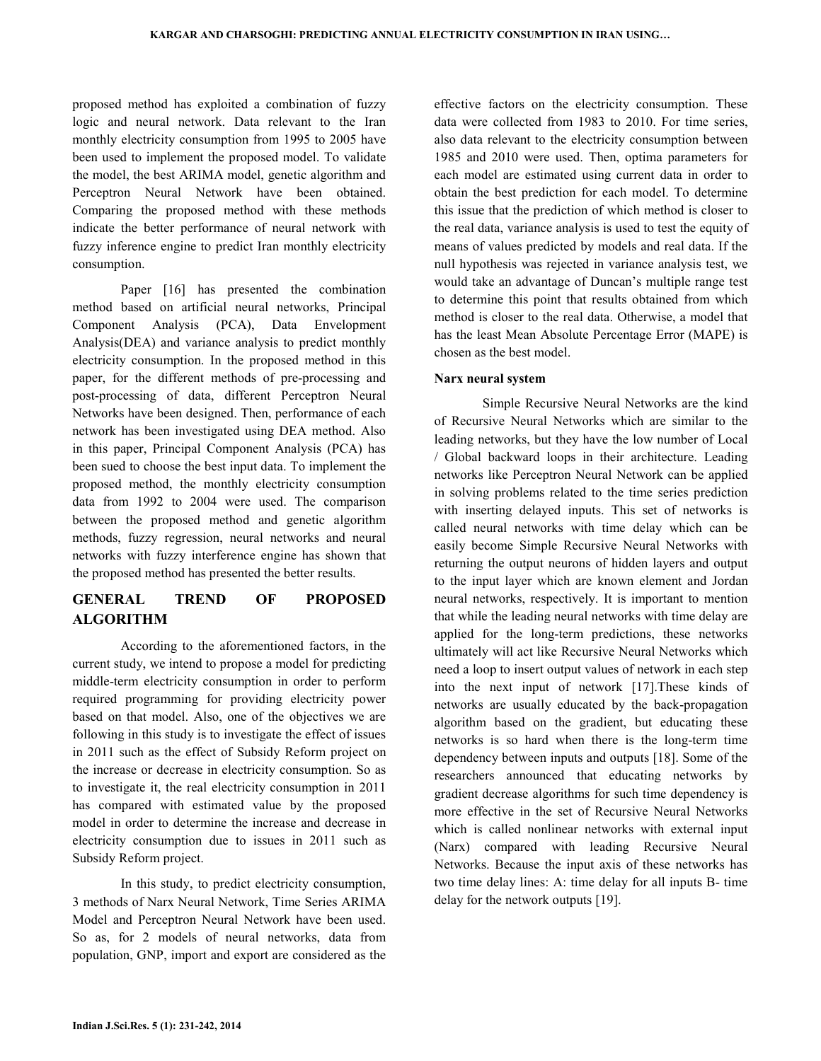proposed method has exploited a combination of fuzzy logic and neural network. Data relevant to the Iran monthly electricity consumption from 1995 to 2005 have been used to implement the proposed model. To validate the model, the best ARIMA model, genetic algorithm and Perceptron Neural Network have been obtained. Comparing the proposed method with these methods indicate the better performance of neural network with fuzzy inference engine to predict Iran monthly electricity consumption.

Paper [16] has presented the combination method based on artificial neural networks, Principal Component Analysis (PCA), Data Envelopment Analysis(DEA) and variance analysis to predict monthly electricity consumption. In the proposed method in this paper, for the different methods of pre-processing and post-processing of data, different Perceptron Neural Networks have been designed. Then, performance of each network has been investigated using DEA method. Also in this paper, Principal Component Analysis (PCA) has been sued to choose the best input data. To implement the proposed method, the monthly electricity consumption data from 1992 to 2004 were used. The comparison between the proposed method and genetic algorithm methods, fuzzy regression, neural networks and neural networks with fuzzy interference engine has shown that the proposed method has presented the better results.

## GENERAL TREND OF PROPOSED ALGORITHM

According to the aforementioned factors, in the current study, we intend to propose a model for predicting middle-term electricity consumption in order to perform required programming for providing electricity power based on that model. Also, one of the objectives we are following in this study is to investigate the effect of issues in 2011 such as the effect of Subsidy Reform project on the increase or decrease in electricity consumption. So as to investigate it, the real electricity consumption in 2011 has compared with estimated value by the proposed model in order to determine the increase and decrease in electricity consumption due to issues in 2011 such as Subsidy Reform project.

In this study, to predict electricity consumption, 3 methods of Narx Neural Network, Time Series ARIMA Model and Perceptron Neural Network have been used. So as, for 2 models of neural networks, data from population, GNP, import and export are considered as the effective factors on the electricity consumption. These data were collected from 1983 to 2010. For time series, also data relevant to the electricity consumption between 1985 and 2010 were used. Then, optima parameters for each model are estimated using current data in order to obtain the best prediction for each model. To determine this issue that the prediction of which method is closer to the real data, variance analysis is used to test the equity of means of values predicted by models and real data. If the null hypothesis was rejected in variance analysis test, we would take an advantage of Duncan's multiple range test to determine this point that results obtained from which method is closer to the real data. Otherwise, a model that has the least Mean Absolute Percentage Error (MAPE) is chosen as the best model.

### Narx neural system

Simple Recursive Neural Networks are the kind of Recursive Neural Networks which are similar to the leading networks, but they have the low number of Local / Global backward loops in their architecture. Leading networks like Perceptron Neural Network can be applied in solving problems related to the time series prediction with inserting delayed inputs. This set of networks is called neural networks with time delay which can be easily become Simple Recursive Neural Networks with returning the output neurons of hidden layers and output to the input layer which are known element and Jordan neural networks, respectively. It is important to mention that while the leading neural networks with time delay are applied for the long-term predictions, these networks ultimately will act like Recursive Neural Networks which need a loop to insert output values of network in each step into the next input of network [17].These kinds of networks are usually educated by the back-propagation algorithm based on the gradient, but educating these networks is so hard when there is the long-term time dependency between inputs and outputs [18]. Some of the researchers announced that educating networks by gradient decrease algorithms for such time dependency is more effective in the set of Recursive Neural Networks which is called nonlinear networks with external input (Narx) compared with leading Recursive Neural Networks. Because the input axis of these networks has two time delay lines: A: time delay for all inputs B- time delay for the network outputs [19].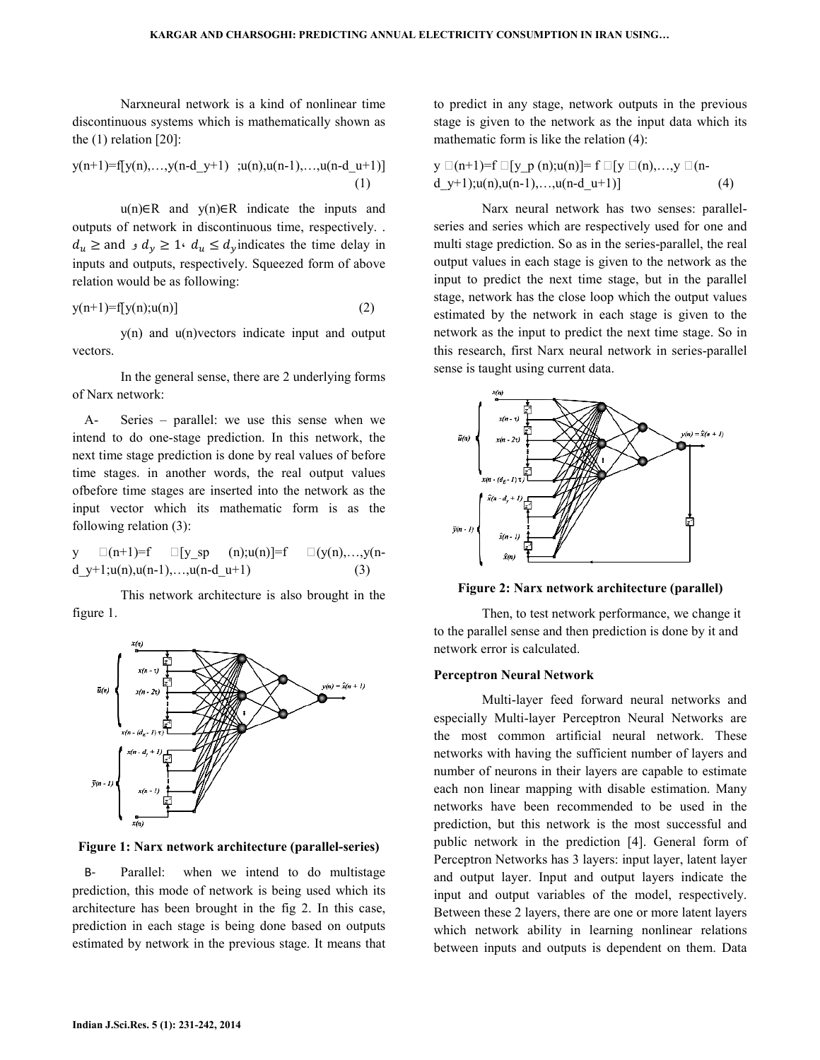Narxneural network is a kind of nonlinear time discontinuous systems which is mathematically shown as the (1) relation [20]:

$$y(n+1)=f[y(n),\ldots,y(n-d_y+1)\ ;u(n),u(n-1),\ldots,u(n-d_u+1)] \quad (1)$$

$u(n)\in R$ and $y(n)\in R$ indicate the inputs and outputs of network in discontinuous time, respectively. . $d_u \geq$ and و $d_y \geq 1$، $d_u \leq d_y$ indicates the time delay in inputs and outputs, respectively. Squeezed form of above relation would be as following:

$$y(n+1)=f[y(n);u(n)] \quad (2)$$

y(n) and u(n)vectors indicate input and output vectors.

In the general sense, there are 2 underlying forms of Narx network:

A- Series – parallel: we use this sense when we intend to do one-stage prediction. In this network, the next time stage prediction is done by real values of before time stages. in another words, the real output values ofbefore time stages are inserted into the network as the input vector which its mathematic form is as the following relation (3):

$$\hat{y}(n+1)=\hat{f}[y_{sp}(n);u(n)]=\hat{f}(y(n),\ldots,y(n-d_y+1;u(n),u(n-1),\ldots,u(n-d_u+1) \quad (3)$$

This network architecture is also brought in the figure 1.

**Figure 1: Narx network architecture (parallel-series)**

B- Parallel: when we intend to do multistage prediction, this mode of network is being used which its architecture has been brought in the fig 2. In this case, prediction in each stage is being done based on outputs estimated by network in the previous stage. It means that to predict in any stage, network outputs in the previous stage is given to the network as the input data which its mathematic form is like the relation (4):

$$\hat{y}(n+1)=\hat{f}[y_p(n);u(n)]=\hat{f}[\hat{y}(n),\ldots,\hat{y}(n-d_y+1);u(n),u(n-1),\ldots,u(n-d_u+1)] \quad (4)$$

Narx neural network has two senses: parallel-series and series which are respectively used for one and multi stage prediction. So as in the series-parallel, the real output values in each stage is given to the network as the input to predict the next time stage, but in the parallel stage, network has the close loop which the output values estimated by the network in each stage is given to the network as the input to predict the next time stage. So in this research, first Narx neural network in series-parallel sense is taught using current data.

**Figure 2: Narx network architecture (parallel)**

Then, to test network performance, we change it to the parallel sense and then prediction is done by it and network error is calculated.

### Perceptron Neural Network

Multi-layer feed forward neural networks and especially Multi-layer Perceptron Neural Networks are the most common artificial neural network. These networks with having the sufficient number of layers and number of neurons in their layers are capable to estimate each non linear mapping with disable estimation. Many networks have been recommended to be used in the prediction, but this network is the most successful and public network in the prediction [4]. General form of Perceptron Networks has 3 layers: input layer, latent layer and output layer. Input and output layers indicate the input and output variables of the model, respectively. Between these 2 layers, there are one or more latent layers which network ability in learning nonlinear relations between inputs and outputs is dependent on them. Data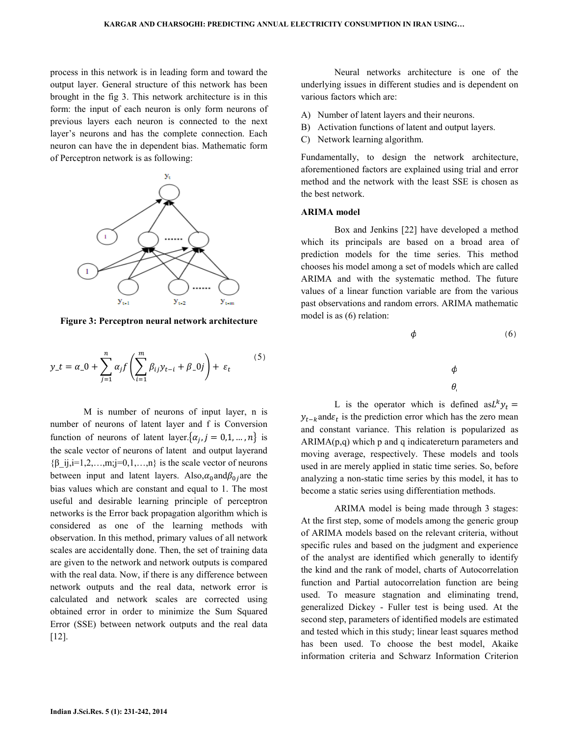process in this network is in leading form and toward the output layer. General structure of this network has been brought in the fig 3. This network architecture is in this form: the input of each neuron is only form neurons of previous layers each neuron is connected to the next layer's neurons and has the complete connection. Each neuron can have the in dependent bias. Mathematic form of Perceptron network is as following:

**Figure 3: Perceptron neural network architecture**

$$y\_t = \alpha\_0 + \sum_{j=1}^{n} \alpha_j f\left(\sum_{i=1}^{m} \beta_{ij} y_{t-i} + \beta\_0j\right) + \varepsilon_t \quad (5)$$

M is number of neurons of input layer, n is number of neurons of latent layer and f is Conversion function of neurons of latent layer.$\{\alpha_j, j = 0,1, \dots, n\}$ is the scale vector of neurons of latent and output layerand {β_ij,i=1,2,…,m;j=0,1,…,n} is the scale vector of neurons between input and latent layers. Also,$\alpha_0$and$\beta_{0j}$are the bias values which are constant and equal to 1. The most useful and desirable learning principle of perceptron networks is the Error back propagation algorithm which is considered as one of the learning methods with observation. In this method, primary values of all network scales are accidentally done. Then, the set of training data are given to the network and network outputs is compared with the real data. Now, if there is any difference between network outputs and the real data, network error is calculated and network scales are corrected using obtained error in order to minimize the Sum Squared Error (SSE) between network outputs and the real data [12].

Neural networks architecture is one of the underlying issues in different studies and is dependent on various factors which are:

A) Number of latent layers and their neurons.
B) Activation functions of latent and output layers.
C) Network learning algorithm.

Fundamentally, to design the network architecture, aforementioned factors are explained using trial and error method and the network with the least SSE is chosen as the best network.

**ARIMA model**

Box and Jenkins [22] have developed a method which its principals are based on a broad area of prediction models for the time series. This method chooses his model among a set of models which are called ARIMA and with the systematic method. The future values of a linear function variable are from the various past observations and random errors. ARIMA mathematic model is as (6) relation:

$$\phi \quad (6)$$

$$\phi$$

$$\theta$$

L is the operator which is defined as$L^k y_t = y_{t-k}$and$\varepsilon_t$ is the prediction error which has the zero mean and constant variance. This relation is popularized as ARIMA(p,q) which p and q indicatereturn parameters and moving average, respectively. These models and tools used in are merely applied in static time series. So, before analyzing a non-static time series by this model, it has to become a static series using differentiation methods.

ARIMA model is being made through 3 stages: At the first step, some of models among the generic group of ARIMA models based on the relevant criteria, without specific rules and based on the judgment and experience of the analyst are identified which generally to identify the kind and the rank of model, charts of Autocorrelation function and Partial autocorrelation function are being used. To measure stagnation and eliminating trend, generalized Dickey - Fuller test is being used. At the second step, parameters of identified models are estimated and tested which in this study; linear least squares method has been used. To choose the best model, Akaike information criteria and Schwarz Information Criterion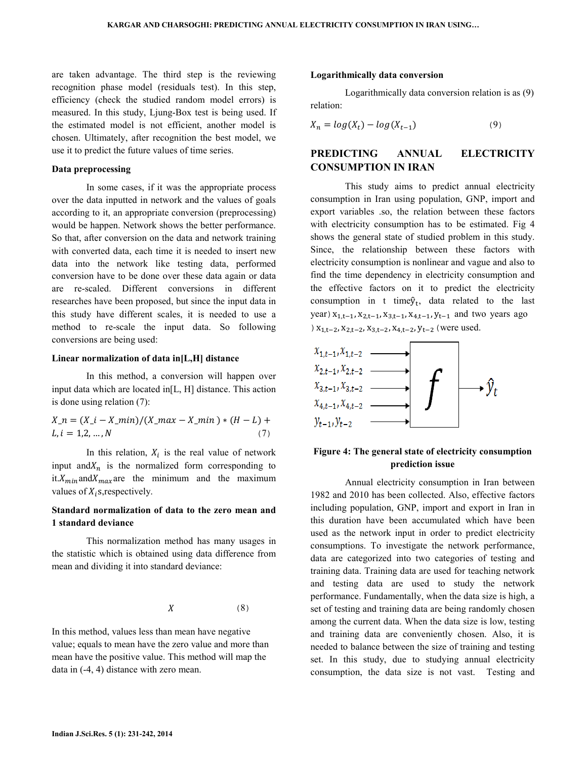are taken advantage. The third step is the reviewing recognition phase model (residuals test). In this step, efficiency (check the studied random model errors) is measured. In this study, Ljung-Box test is being used. If the estimated model is not efficient, another model is chosen. Ultimately, after recognition the best model, we use it to predict the future values of time series.

**Data preprocessing**

In some cases, if it was the appropriate process over the data inputted in network and the values of goals according to it, an appropriate conversion (preprocessing) would be happen. Network shows the better performance. So that, after conversion on the data and network training with converted data, each time it is needed to insert new data into the network like testing data, performed conversion have to be done over these data again or data are re-scaled. Different conversions in different researches have been proposed, but since the input data in this study have different scales, it is needed to use a method to re-scale the input data. So following conversions are being used:

**Linear normalization of data in[L,H] distance**

In this method, a conversion will happen over input data which are located in[L, H] distance. This action is done using relation (7):

$$X\_n = (X\_i - X\_min)/(X\_max - X\_min) * (H - L) + L, i = 1,2,\dots,N \quad (7)$$

In this relation, $X_i$ is the real value of network input and $X_n$ is the normalized form corresponding to it. $X_{min}$ and $X_{max}$ are the minimum and the maximum values of $X_i$s, respectively.

**Standard normalization of data to the zero mean and 1 standard deviance**

This normalization method has many usages in the statistic which is obtained using data difference from mean and dividing it into standard deviance:

$$X \quad (8)$$

In this method, values less than mean have negative value; equals to mean have the zero value and more than mean have the positive value. This method will map the data in (-4, 4) distance with zero mean.

**Logarithmically data conversion**

Logarithmically data conversion relation is as (9) relation:

$$X_n = log(X_t) - log(X_{t-1}) \quad (9)$$

## PREDICTING ANNUAL ELECTRICITY CONSUMPTION IN IRAN

This study aims to predict annual electricity consumption in Iran using population, GNP, import and export variables .so, the relation between these factors with electricity consumption has to be estimated. Fig 4 shows the general state of studied problem in this study. Since, the relationship between these factors with electricity consumption is nonlinear and vague and also to find the time dependency in electricity consumption and the effective factors on it to predict the electricity consumption in t time $\hat{y}_t$, data related to the last year ) $x_{1,t-1}, x_{2,t-1}, x_{3,t-1}, x_{4,t-1}, y_{t-1}$ and two years ago ) $x_{1,t-2}, x_{2,t-2}, x_{3,t-2}, x_{4,t-2}, y_{t-2}$ (were used.

$x_{1,t-1}, x_{1,t-2}$ → $f$ → $\hat{y}_t$
$x_{2,t-1}, x_{2,t-2}$
$x_{3,t-1}, x_{3,t-2}$
$x_{4,t-1}, x_{4,t-2}$
$y_{t-1}, y_{t-2}$

**Figure 4: The general state of electricity consumption prediction issue**

Annual electricity consumption in Iran between 1982 and 2010 has been collected. Also, effective factors including population, GNP, import and export in Iran in this duration have been accumulated which have been used as the network input in order to predict electricity consumptions. To investigate the network performance, data are categorized into two categories of testing and training data. Training data are used for teaching network and testing data are used to study the network performance. Fundamentally, when the data size is high, a set of testing and training data are being randomly chosen among the current data. When the data size is low, testing and training data are conveniently chosen. Also, it is needed to balance between the size of training and testing set. In this study, due to studying annual electricity consumption, the data size is not vast. Testing and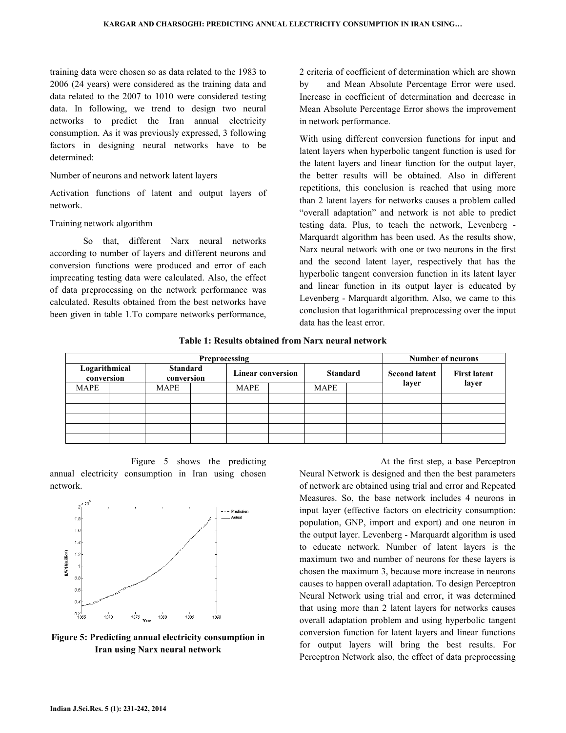training data were chosen so as data related to the 1983 to 2006 (24 years) were considered as the training data and data related to the 2007 to 1010 were considered testing data. In following, we trend to design two neural networks to predict the Iran annual electricity consumption. As it was previously expressed, 3 following factors in designing neural networks have to be determined:

Number of neurons and network latent layers

Activation functions of latent and output layers of network.

Training network algorithm

So that, different Narx neural networks according to number of layers and different neurons and conversion functions were produced and error of each imprecating testing data were calculated. Also, the effect of data preprocessing on the network performance was calculated. Results obtained from the best networks have been given in table 1.To compare networks performance, 2 criteria of coefficient of determination which are shown by and Mean Absolute Percentage Error were used. Increase in coefficient of determination and decrease in Mean Absolute Percentage Error shows the improvement in network performance.

With using different conversion functions for input and latent layers when hyperbolic tangent function is used for the latent layers and linear function for the output layer, the better results will be obtained. Also in different repetitions, this conclusion is reached that using more than 2 latent layers for networks causes a problem called "overall adaptation" and network is not able to predict testing data. Plus, to teach the network, Levenberg - Marquardt algorithm has been used. As the results show, Narx neural network with one or two neurons in the first and the second latent layer, respectively that has the hyperbolic tangent conversion function in its latent layer and linear function in its output layer is educated by Levenberg - Marquardt algorithm. Also, we came to this conclusion that logarithmical preprocessing over the input data has the least error.

**Table 1: Results obtained from Narx neural network**

| Preprocessing | | | | | | | | Number of neurons | |
|---|---|---|---|---|---|---|---|---|---|
| Logarithmical conversion | | Standard conversion | | Linear conversion | | Standard | | Second latent layer | First latent layer |
| MAPE | | MAPE | | MAPE | | MAPE | | | |
| | | | | | | | | | |
| | | | | | | | | | |
| | | | | | | | | | |
| | | | | | | | | | |
| | | | | | | | | | |

Figure 5 shows the predicting annual electricity consumption in Iran using chosen network.

**Figure 5: Predicting annual electricity consumption in Iran using Narx neural network**

At the first step, a base Perceptron Neural Network is designed and then the best parameters of network are obtained using trial and error and Repeated Measures. So, the base network includes 4 neurons in input layer (effective factors on electricity consumption: population, GNP, import and export) and one neuron in the output layer. Levenberg - Marquardt algorithm is used to educate network. Number of latent layers is the maximum two and number of neurons for these layers is chosen the maximum 3, because more increase in neurons causes to happen overall adaptation. To design Perceptron Neural Network using trial and error, it was determined that using more than 2 latent layers for networks causes overall adaptation problem and using hyperbolic tangent conversion function for latent layers and linear functions for output layers will bring the best results. For Perceptron Network also, the effect of data preprocessing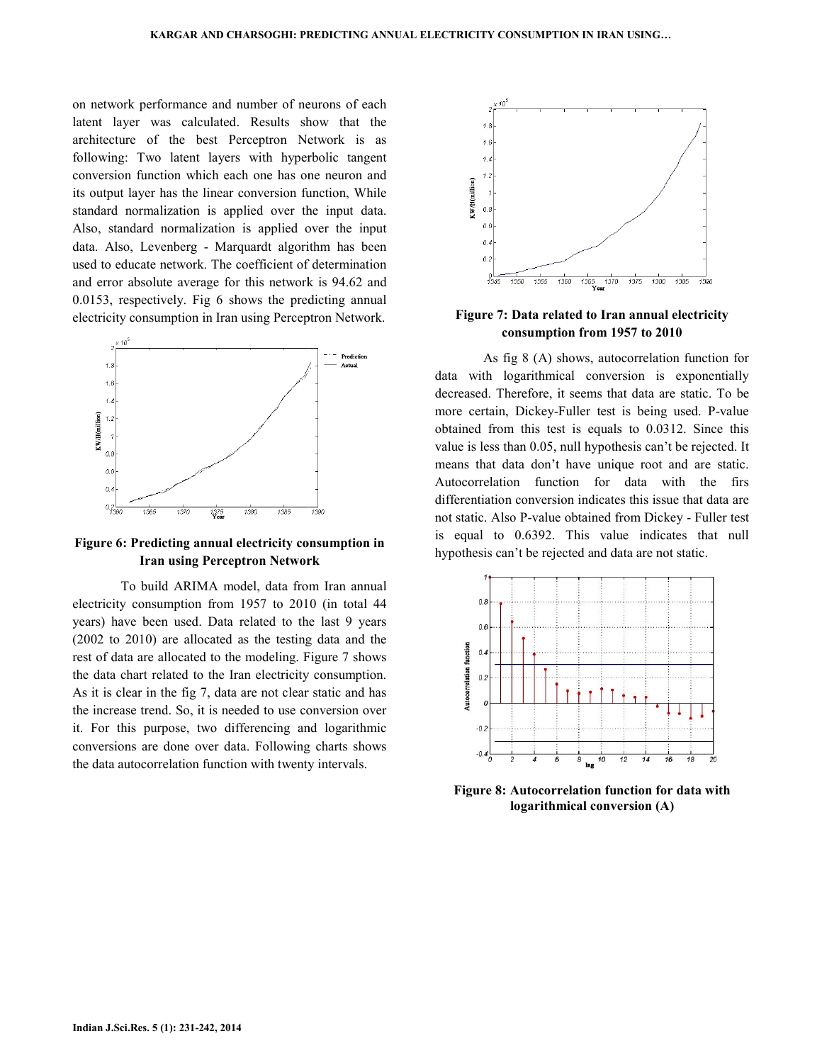on network performance and number of neurons of each latent layer was calculated. Results show that the architecture of the best Perceptron Network is as following: Two latent layers with hyperbolic tangent conversion function which each one has one neuron and its output layer has the linear conversion function, While standard normalization is applied over the input data. Also, standard normalization is applied over the input data. Also, Levenberg - Marquardt algorithm has been used to educate network. The coefficient of determination and error absolute average for this network is 94.62 and 0.0153, respectively. Fig 6 shows the predicting annual electricity consumption in Iran using Perceptron Network.

**Figure 6: Predicting annual electricity consumption in Iran using Perceptron Network**

To build ARIMA model, data from Iran annual electricity consumption from 1957 to 2010 (in total 44 years) have been used. Data related to the last 9 years (2002 to 2010) are allocated as the testing data and the rest of data are allocated to the modeling. Figure 7 shows the data chart related to the Iran electricity consumption. As it is clear in the fig 7, data are not clear static and has the increase trend. So, it is needed to use conversion over it. For this purpose, two differencing and logarithmic conversions are done over data. Following charts shows the data autocorrelation function with twenty intervals.

**Figure 7: Data related to Iran annual electricity consumption from 1957 to 2010**

As fig 8 (A) shows, autocorrelation function for data with logarithmical conversion is exponentially decreased. Therefore, it seems that data are static. To be more certain, Dickey-Fuller test is being used. P-value obtained from this test is equals to 0.0312. Since this value is less than 0.05, null hypothesis can't be rejected. It means that data don't have unique root and are static. Autocorrelation function for data with the firs differentiation conversion indicates this issue that data are not static. Also P-value obtained from Dickey - Fuller test is equal to 0.6392. This value indicates that null hypothesis can't be rejected and data are not static.

**Figure 8: Autocorrelation function for data with logarithmical conversion (A)**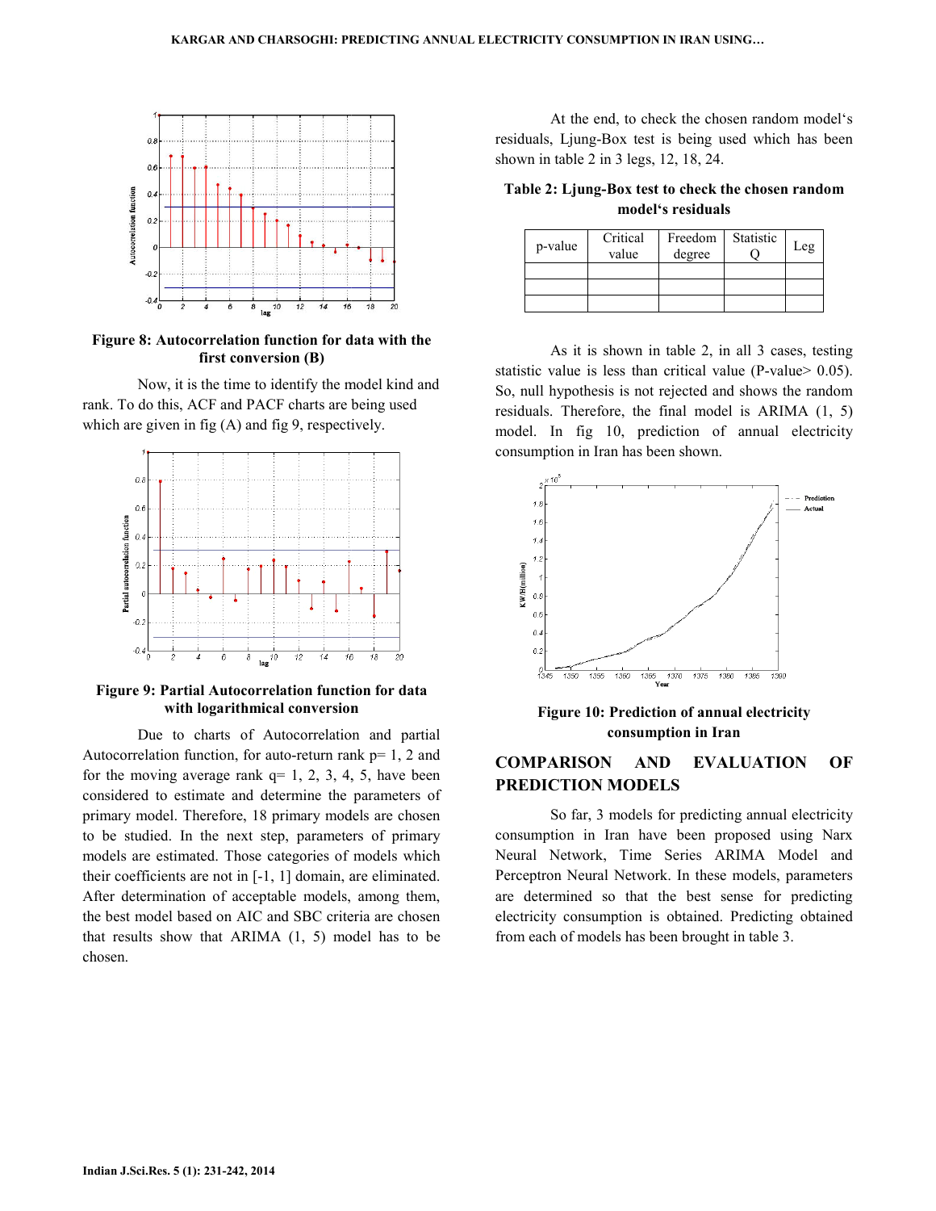Figure 8: Autocorrelation function for data with the first conversion (B)

Now, it is the time to identify the model kind and rank. To do this, ACF and PACF charts are being used which are given in fig (A) and fig 9, respectively.

Figure 9: Partial Autocorrelation function for data with logarithmical conversion

Due to charts of Autocorrelation and partial Autocorrelation function, for auto-return rank p= 1, 2 and for the moving average rank q= 1, 2, 3, 4, 5, have been considered to estimate and determine the parameters of primary model. Therefore, 18 primary models are chosen to be studied. In the next step, parameters of primary models are estimated. Those categories of models which their coefficients are not in [-1, 1] domain, are eliminated. After determination of acceptable models, among them, the best model based on AIC and SBC criteria are chosen that results show that ARIMA (1, 5) model has to be chosen.

At the end, to check the chosen random model's residuals, Ljung-Box test is being used which has been shown in table 2 in 3 legs, 12, 18, 24.

**Table 2: Ljung-Box test to check the chosen random model's residuals**

| p-value | Critical value | Freedom degree | Statistic Q | Leg |
|---|---|---|---|---|
| | | | | |
| | | | | |
| | | | | |

As it is shown in table 2, in all 3 cases, testing statistic value is less than critical value (P-value> 0.05). So, null hypothesis is not rejected and shows the random model residuals. Therefore, the final model is ARIMA (1, 5) model. In fig 10, prediction of annual electricity consumption in Iran has been shown.

**Figure 10: Prediction of annual electricity consumption in Iran**

## COMPARISON AND EVALUATION OF PREDICTION MODELS

So far, 3 models for predicting annual electricity consumption in Iran have been proposed using Narx Neural Network, Time Series ARIMA Model and Perceptron Neural Network. In these models, parameters are determined so that the best sense for predicting electricity consumption is obtained. Predicting obtained from each of models has been brought in table 3.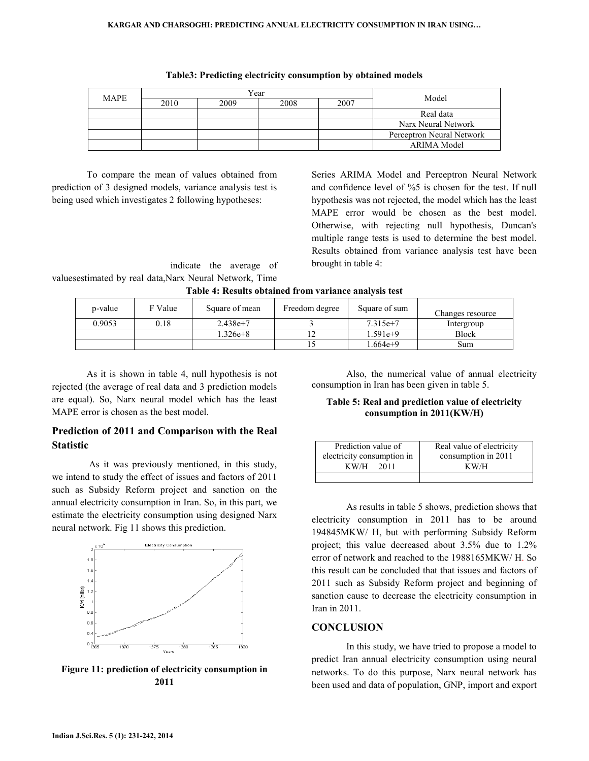**Table3: Predicting electricity consumption by obtained models**

| MAPE | Year | | | | Model |
|---|---|---|---|---|---|
| | 2010 | 2009 | 2008 | 2007 | |
| | | | | | Real data |
| | | | | | Narx Neural Network |
| | | | | | Perceptron Neural Network |
| | | | | | ARIMA Model |

To compare the mean of values obtained from prediction of 3 designed models, variance analysis test is being used which investigates 2 following hypotheses:

indicate the average of valuesestimated by real data,Narx Neural Network, Time Series ARIMA Model and Perceptron Neural Network and confidence level of %5 is chosen for the test. If null hypothesis was not rejected, the model which has the least MAPE error would be chosen as the best model. Otherwise, with rejecting null hypothesis, Duncan's multiple range tests is used to determine the best model. Results obtained from variance analysis test have been brought in table 4:

**Table 4: Results obtained from variance analysis test**

| p-value | F Value | Square of mean | Freedom degree | Square of sum | Changes resource |
|---|---|---|---|---|---|
| 0.9053 | 0.18 | 2.438e+7 | 3 | 7.315e+7 | Intergroup |
| | | 1.326e+8 | 12 | 1.591e+9 | Block |
| | | | 15 | 1.664e+9 | Sum |

As it is shown in table 4, null hypothesis is not rejected (the average of real data and 3 prediction models are equal). So, Narx neural model which has the least MAPE error is chosen as the best model.

## Prediction of 2011 and Comparison with the Real Statistic

As it was previously mentioned, in this study, we intend to study the effect of issues and factors of 2011 such as Subsidy Reform project and sanction on the annual electricity consumption in Iran. So, in this part, we estimate the electricity consumption using designed Narx neural network. Fig 11 shows this prediction.

Figure 11: prediction of electricity consumption in 2011

Also, the numerical value of annual electricity consumption in Iran has been given in table 5.

**Table 5: Real and prediction value of electricity consumption in 2011(KW/H)**

| Prediction value of electricity consumption in KW/H 2011 | Real value of electricity consumption in 2011 KW/H |
|---|---|
| | |

As results in table 5 shows, prediction shows that electricity consumption in 2011 has to be around 194845MKW/ H, but with performing Subsidy Reform project; this value decreased about 3.5% due to 1.2% error of network and reached to the 1988165MKW/ H. So this result can be concluded that that issues and factors of 2011 such as Subsidy Reform project and beginning of sanction cause to decrease the electricity consumption in Iran in 2011.

## CONCLUSION

In this study, we have tried to propose a model to predict Iran annual electricity consumption using neural networks. To do this purpose, Narx neural network has been used and data of population, GNP, import and export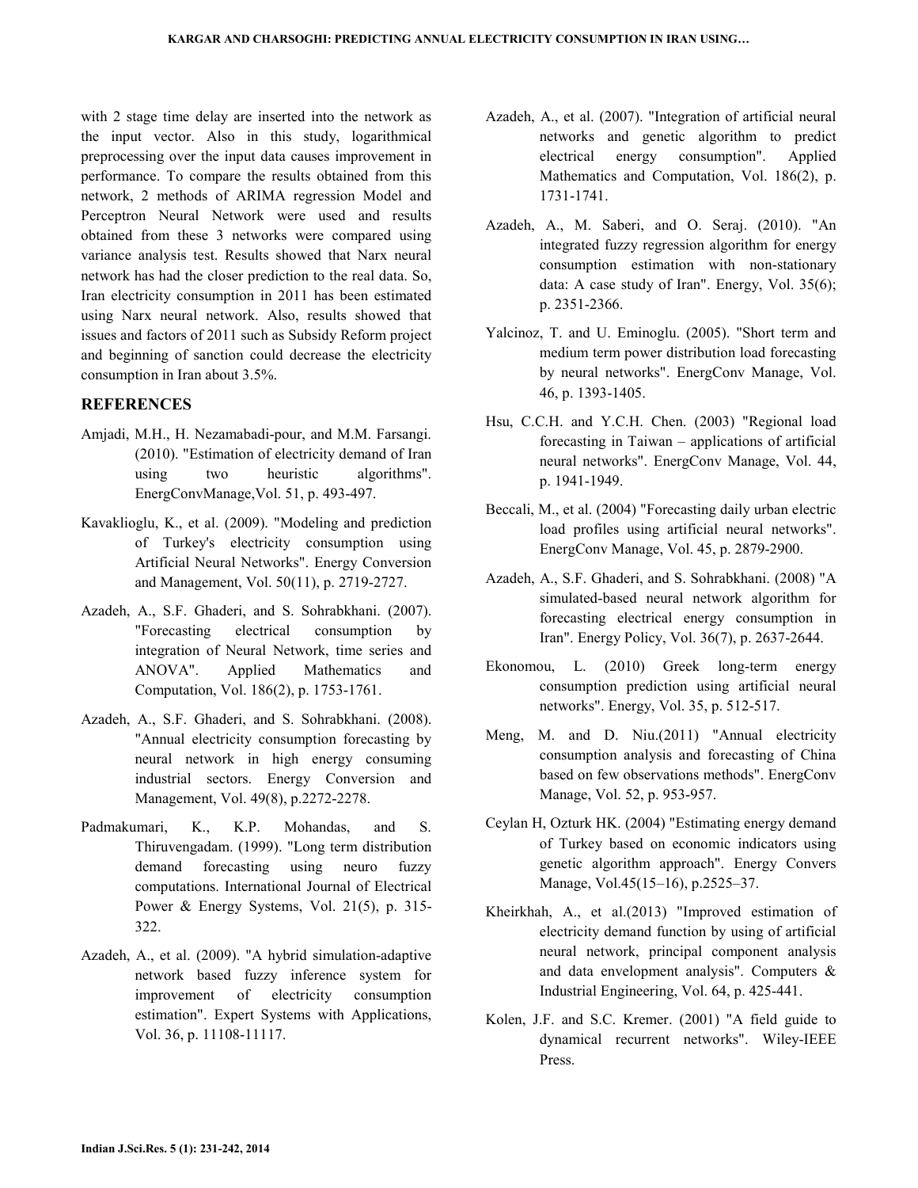with 2 stage time delay are inserted into the network as the input vector. Also in this study, logarithmical preprocessing over the input data causes improvement in performance. To compare the results obtained from this network, 2 methods of ARIMA regression Model and Perceptron Neural Network were used and results obtained from these 3 networks were compared using variance analysis test. Results showed that Narx neural network has had the closer prediction to the real data. So, Iran electricity consumption in 2011 has been estimated using Narx neural network. Also, results showed that issues and factors of 2011 such as Subsidy Reform project and beginning of sanction could decrease the electricity consumption in Iran about 3.5%.

## REFERENCES

Amjadi, M.H., H. Nezamabadi-pour, and M.M. Farsangi. (2010). "Estimation of electricity demand of Iran using two heuristic algorithms". EnergConvManage,Vol. 51, p. 493-497.

Kavaklioglu, K., et al. (2009). "Modeling and prediction of Turkey's electricity consumption using Artificial Neural Networks". Energy Conversion and Management, Vol. 50(11), p. 2719-2727.

Azadeh, A., S.F. Ghaderi, and S. Sohrabkhani. (2007). "Forecasting electrical consumption by integration of Neural Network, time series and ANOVA". Applied Mathematics and Computation, Vol. 186(2), p. 1753-1761.

Azadeh, A., S.F. Ghaderi, and S. Sohrabkhani. (2008). "Annual electricity consumption forecasting by neural network in high energy consuming industrial sectors. Energy Conversion and Management, Vol. 49(8), p.2272-2278.

Padmakumari, K., K.P. Mohandas, and S. Thiruvengadam. (1999). "Long term distribution demand forecasting using neuro fuzzy computations. International Journal of Electrical Power & Energy Systems, Vol. 21(5), p. 315-322.

Azadeh, A., et al. (2009). "A hybrid simulation-adaptive network based fuzzy inference system for improvement of electricity consumption estimation". Expert Systems with Applications, Vol. 36, p. 11108-11117.

Azadeh, A., et al. (2007). "Integration of artificial neural networks and genetic algorithm to predict electrical energy consumption". Applied Mathematics and Computation, Vol. 186(2), p. 1731-1741.

Azadeh, A., M. Saberi, and O. Seraj. (2010). "An integrated fuzzy regression algorithm for energy consumption estimation with non-stationary data: A case study of Iran". Energy, Vol. 35(6); p. 2351-2366.

Yalcinoz, T. and U. Eminoglu. (2005). "Short term and medium term power distribution load forecasting by neural networks". EnergConv Manage, Vol. 46, p. 1393-1405.

Hsu, C.C.H. and Y.C.H. Chen. (2003) "Regional load forecasting in Taiwan – applications of artificial neural networks". EnergConv Manage, Vol. 44, p. 1941-1949.

Beccali, M., et al. (2004) "Forecasting daily urban electric load profiles using artificial neural networks". EnergConv Manage, Vol. 45, p. 2879-2900.

Azadeh, A., S.F. Ghaderi, and S. Sohrabkhani. (2008) "A simulated-based neural network algorithm for forecasting electrical energy consumption in Iran". Energy Policy, Vol. 36(7), p. 2637-2644.

Ekonomou, L. (2010) Greek long-term energy consumption prediction using artificial neural networks". Energy, Vol. 35, p. 512-517.

Meng, M. and D. Niu.(2011) "Annual electricity consumption analysis and forecasting of China based on few observations methods". EnergConv Manage, Vol. 52, p. 953-957.

Ceylan H, Ozturk HK. (2004) "Estimating energy demand of Turkey based on economic indicators using genetic algorithm approach". Energy Convers Manage, Vol.45(15–16), p.2525–37.

Kheirkhah, A., et al.(2013) "Improved estimation of electricity demand function by using of artificial neural network, principal component analysis and data envelopment analysis". Computers & Industrial Engineering, Vol. 64, p. 425-441.

Kolen, J.F. and S.C. Kremer. (2001) "A field guide to dynamical recurrent networks". Wiley-IEEE Press.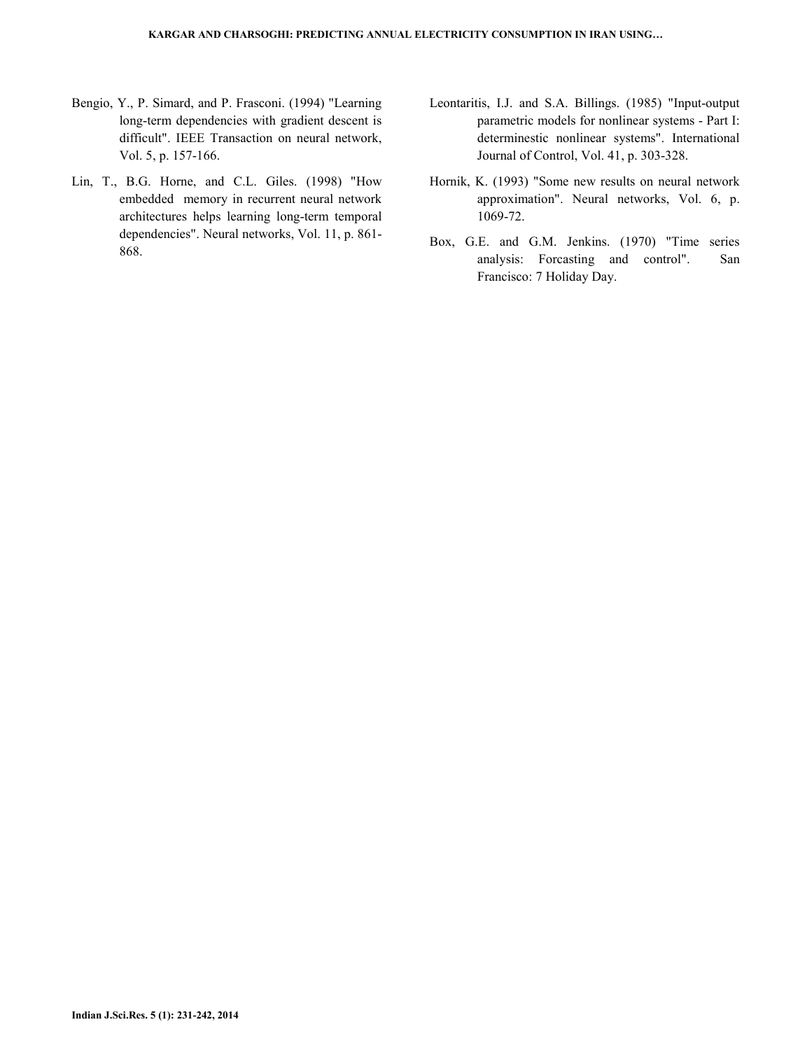Bengio, Y., P. Simard, and P. Frasconi. (1994) "Learning long-term dependencies with gradient descent is difficult". IEEE Transaction on neural network, Vol. 5, p. 157-166.

Lin, T., B.G. Horne, and C.L. Giles. (1998) "How embedded memory in recurrent neural network architectures helps learning long-term temporal dependencies". Neural networks, Vol. 11, p. 861-868.

Leontaritis, I.J. and S.A. Billings. (1985) "Input-output parametric models for nonlinear systems - Part I: determinestic nonlinear systems". International Journal of Control, Vol. 41, p. 303-328.

Hornik, K. (1993) "Some new results on neural network approximation". Neural networks, Vol. 6, p. 1069-72.

Box, G.E. and G.M. Jenkins. (1970) "Time series analysis: Forcasting and control". San Francisco: 7 Holiday Day.